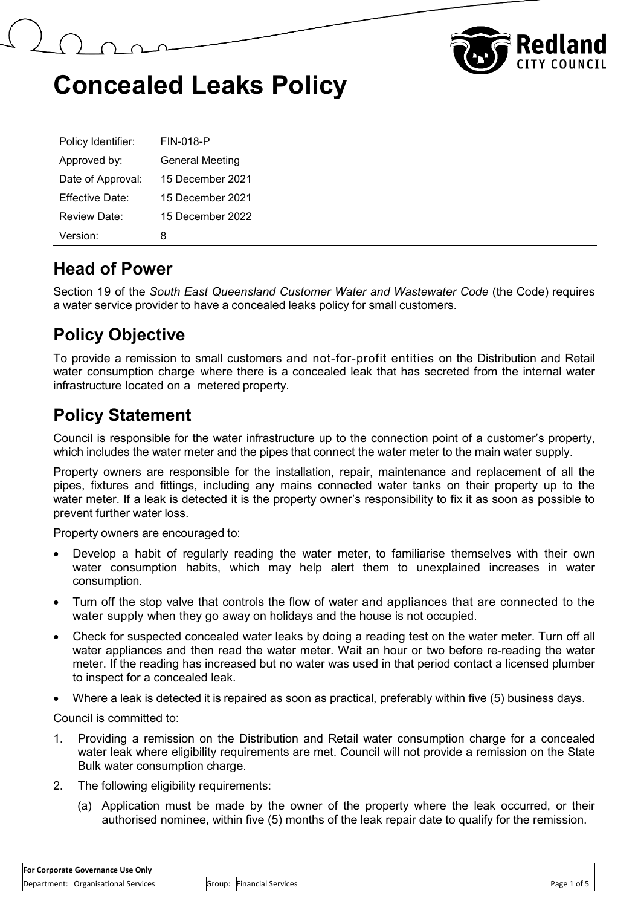# Concealed Leaks Policy

| | |
|---|---|
| Policy Identifier: | FIN-018-P |
| Approved by: | General Meeting |
| Date of Approval: | 15 December 2021 |
| Effective Date: | 15 December 2021 |
| Review Date: | 15 December 2022 |
| Version: | 8 |

## Head of Power

Section 19 of the *South East Queensland Customer Water and Wastewater Code* (the Code) requires a water service provider to have a concealed leaks policy for small customers.

## Policy Objective

To provide a remission to small customers and not-for-profit entities on the Distribution and Retail water consumption charge where there is a concealed leak that has secreted from the internal water infrastructure located on a metered property.

## Policy Statement

Council is responsible for the water infrastructure up to the connection point of a customer's property, which includes the water meter and the pipes that connect the water meter to the main water supply.

Property owners are responsible for the installation, repair, maintenance and replacement of all the pipes, fixtures and fittings, including any mains connected water tanks on their property up to the water meter. If a leak is detected it is the property owner's responsibility to fix it as soon as possible to prevent further water loss.

Property owners are encouraged to:

- Develop a habit of regularly reading the water meter, to familiarise themselves with their own water consumption habits, which may help alert them to unexplained increases in water consumption.
- Turn off the stop valve that controls the flow of water and appliances that are connected to the water supply when they go away on holidays and the house is not occupied.
- Check for suspected concealed water leaks by doing a reading test on the water meter. Turn off all water appliances and then read the water meter. Wait an hour or two before re-reading the water meter. If the reading has increased but no water was used in that period contact a licensed plumber to inspect for a concealed leak.
- Where a leak is detected it is repaired as soon as practical, preferably within five (5) business days.

Council is committed to:

1. Providing a remission on the Distribution and Retail water consumption charge for a concealed water leak where eligibility requirements are met. Council will not provide a remission on the State Bulk water consumption charge.
2. The following eligibility requirements:
   (a) Application must be made by the owner of the property where the leak occurred, or their authorised nominee, within five (5) months of the leak repair date to qualify for the remission.

| For Corporate Governance Use Only | | | |
|---|---|---|---|
| Department: | Organisational Services | Group: | Financial Services |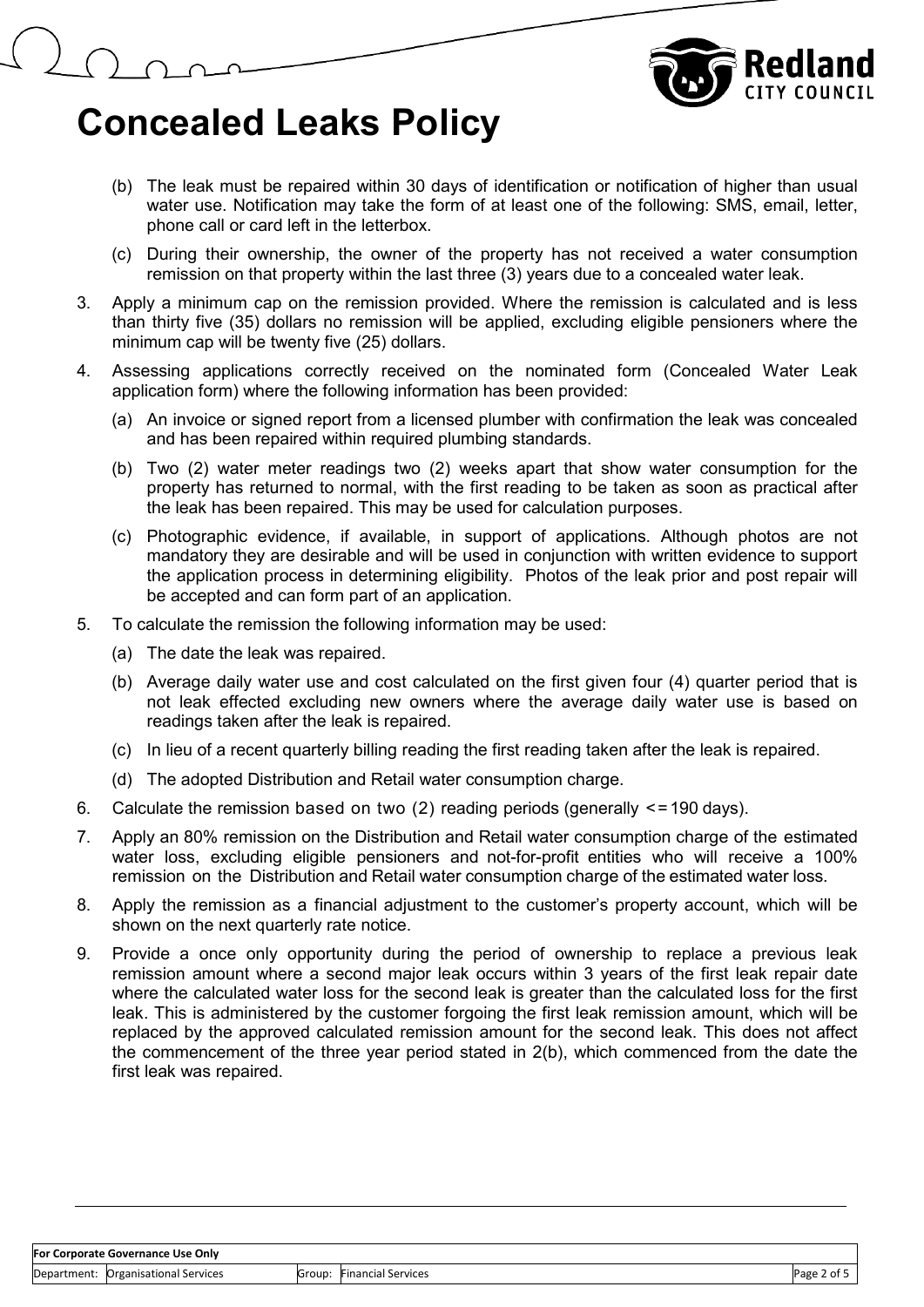# Concealed Leaks Policy

(b) The leak must be repaired within 30 days of identification or notification of higher than usual water use. Notification may take the form of at least one of the following: SMS, email, letter, phone call or card left in the letterbox.

(c) During their ownership, the owner of the property has not received a water consumption remission on that property within the last three (3) years due to a concealed water leak.

3. Apply a minimum cap on the remission provided. Where the remission is calculated and is less than thirty five (35) dollars no remission will be applied, excluding eligible pensioners where the minimum cap will be twenty five (25) dollars.

4. Assessing applications correctly received on the nominated form (Concealed Water Leak application form) where the following information has been provided:

   (a) An invoice or signed report from a licensed plumber with confirmation the leak was concealed and has been repaired within required plumbing standards.

   (b) Two (2) water meter readings two (2) weeks apart that show water consumption for the property has returned to normal, with the first reading to be taken as soon as practical after the leak has been repaired. This may be used for calculation purposes.

   (c) Photographic evidence, if available, in support of applications. Although photos are not mandatory they are desirable and will be used in conjunction with written evidence to support the application process in determining eligibility. Photos of the leak prior and post repair will be accepted and can form part of an application.

5. To calculate the remission the following information may be used:

   (a) The date the leak was repaired.

   (b) Average daily water use and cost calculated on the first given four (4) quarter period that is not leak effected excluding new owners where the average daily water use is based on readings taken after the leak is repaired.

   (c) In lieu of a recent quarterly billing reading the first reading taken after the leak is repaired.

   (d) The adopted Distribution and Retail water consumption charge.

6. Calculate the remission based on two (2) reading periods (generally <= 190 days).

7. Apply an 80% remission on the Distribution and Retail water consumption charge of the estimated water loss, excluding eligible pensioners and not-for-profit entities who will receive a 100% remission on the Distribution and Retail water consumption charge of the estimated water loss.

8. Apply the remission as a financial adjustment to the customer's property account, which will be shown on the next quarterly rate notice.

9. Provide a once only opportunity during the period of ownership to replace a previous leak remission amount where a second major leak occurs within 3 years of the first leak repair date where the calculated water loss for the second leak is greater than the calculated loss for the first leak. This is administered by the customer forgoing the first leak remission amount, which will be replaced by the approved calculated remission amount for the second leak. This does not affect the commencement of the three year period stated in 2(b), which commenced from the date the first leak was repaired.

| For Corporate Governance Use Only | | | | |
|---|---|---|---|---|
| Department: | Organisational Services | Group: | Financial Services | |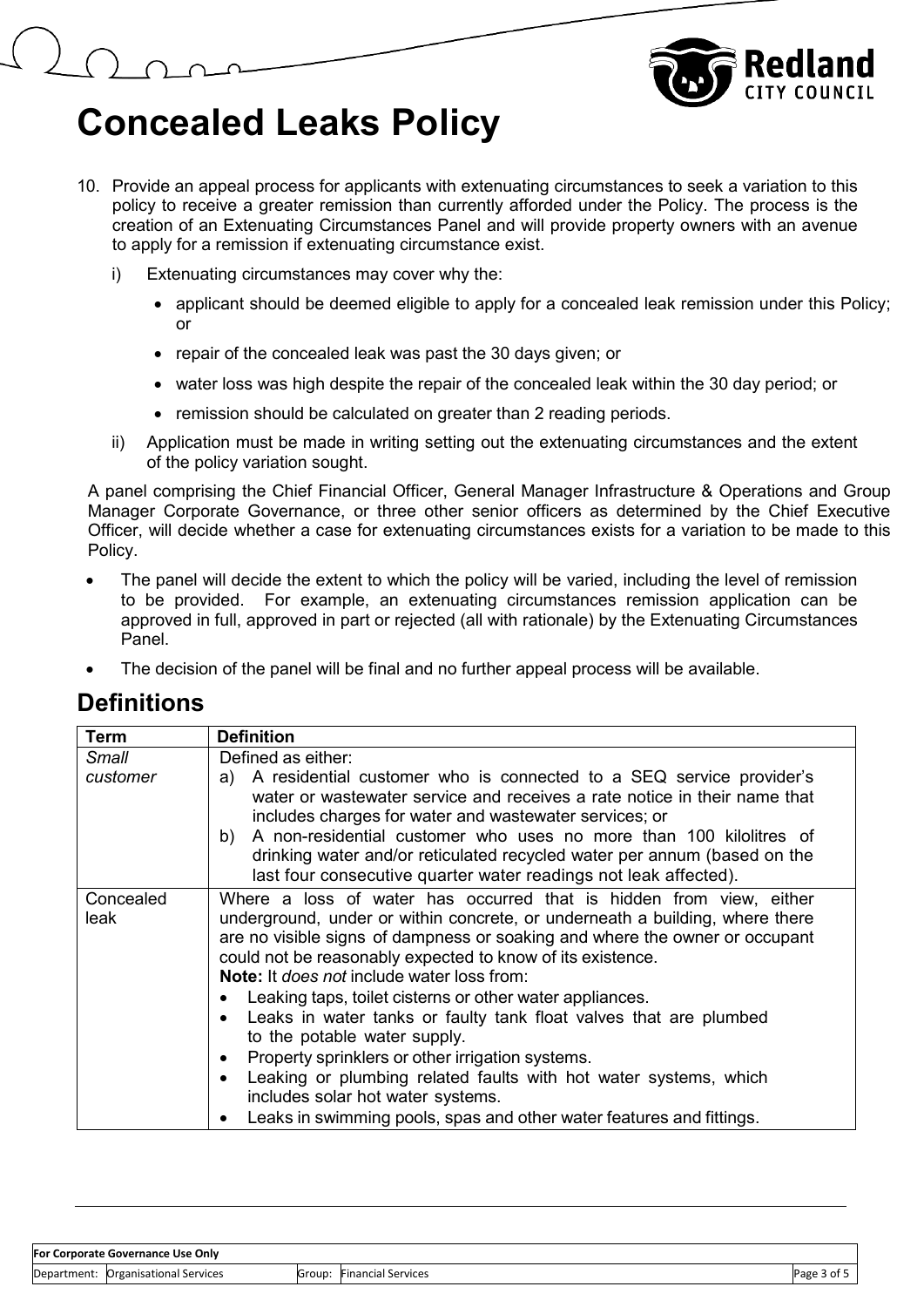# Concealed Leaks Policy

10. Provide an appeal process for applicants with extenuating circumstances to seek a variation to this policy to receive a greater remission than currently afforded under the Policy. The process is the creation of an Extenuating Circumstances Panel and will provide property owners with an avenue to apply for a remission if extenuating circumstance exist.

    i) Extenuating circumstances may cover why the:

    - applicant should be deemed eligible to apply for a concealed leak remission under this Policy; or
    - repair of the concealed leak was past the 30 days given; or
    - water loss was high despite the repair of the concealed leak within the 30 day period; or
    - remission should be calculated on greater than 2 reading periods.

    ii) Application must be made in writing setting out the extenuating circumstances and the extent of the policy variation sought.

A panel comprising the Chief Financial Officer, General Manager Infrastructure & Operations and Group Manager Corporate Governance, or three other senior officers as determined by the Chief Executive Officer, will decide whether a case for extenuating circumstances exists for a variation to be made to this Policy.

- The panel will decide the extent to which the policy will be varied, including the level of remission to be provided. For example, an extenuating circumstances remission application can be approved in full, approved in part or rejected (all with rationale) by the Extenuating Circumstances Panel.
- The decision of the panel will be final and no further appeal process will be available.

## Definitions

| Term | Definition |
| --- | --- |
| *Small customer* | Defined as either:<br>a) A residential customer who is connected to a SEQ service provider's water or wastewater service and receives a rate notice in their name that includes charges for water and wastewater services; or<br>b) A non-residential customer who uses no more than 100 kilolitres of drinking water and/or reticulated recycled water per annum (based on the last four consecutive quarter water readings not leak affected). |
| Concealed leak | Where a loss of water has occurred that is hidden from view, either underground, under or within concrete, or underneath a building, where there are no visible signs of dampness or soaking and where the owner or occupant could not be reasonably expected to know of its existence.<br>**Note:** It *does not* include water loss from:<br>• Leaking taps, toilet cisterns or other water appliances.<br>• Leaks in water tanks or faulty tank float valves that are plumbed to the potable water supply.<br>• Property sprinklers or other irrigation systems.<br>• Leaking or plumbing related faults with hot water systems, which includes solar hot water systems.<br>• Leaks in swimming pools, spas and other water features and fittings. |

| For Corporate Governance Use Only | | | | |
| --- | --- | --- | --- | --- |
| Department: | Organisational Services | Group: | Financial Services | |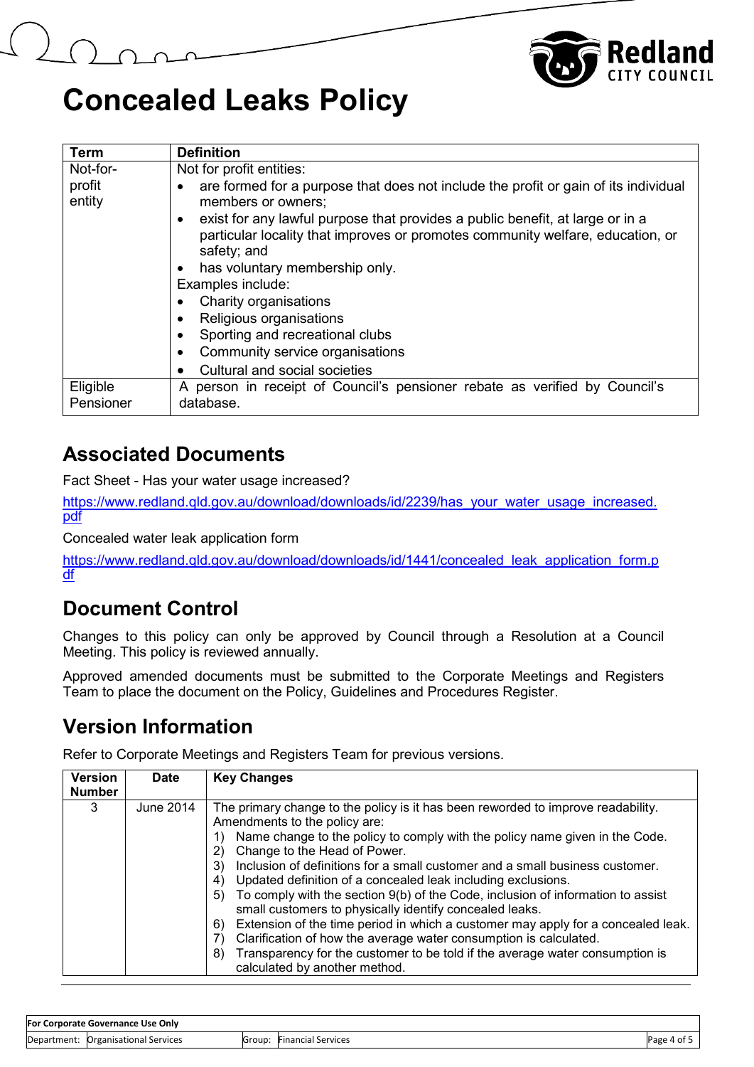# Concealed Leaks Policy

| Term | Definition |
|---|---|
| Not-for-profit entity | Not for profit entities:<br>• are formed for a purpose that does not include the profit or gain of its individual members or owners;<br>• exist for any lawful purpose that provides a public benefit, at large or in a particular locality that improves or promotes community welfare, education, or safety; and<br>• has voluntary membership only.<br>Examples include:<br>• Charity organisations<br>• Religious organisations<br>• Sporting and recreational clubs<br>• Community service organisations<br>• Cultural and social societies |
| Eligible Pensioner | A person in receipt of Council's pensioner rebate as verified by Council's database. |

## Associated Documents

Fact Sheet - Has your water usage increased?

https://www.redland.qld.gov.au/download/downloads/id/2239/has_your_water_usage_increased.pdf

Concealed water leak application form

https://www.redland.qld.gov.au/download/downloads/id/1441/concealed_leak_application_form.pdf

## Document Control

Changes to this policy can only be approved by Council through a Resolution at a Council Meeting. This policy is reviewed annually.

Approved amended documents must be submitted to the Corporate Meetings and Registers Team to place the document on the Policy, Guidelines and Procedures Register.

## Version Information

Refer to Corporate Meetings and Registers Team for previous versions.

| Version Number | Date | Key Changes |
|---|---|---|
| 3 | June 2014 | The primary change to the policy is it has been reworded to improve readability.<br>Amendments to the policy are:<br>1) Name change to the policy to comply with the policy name given in the Code.<br>2) Change to the Head of Power.<br>3) Inclusion of definitions for a small customer and a small business customer.<br>4) Updated definition of a concealed leak including exclusions.<br>5) To comply with the section 9(b) of the Code, inclusion of information to assist small customers to physically identify concealed leaks.<br>6) Extension of the time period in which a customer may apply for a concealed leak.<br>7) Clarification of how the average water consumption is calculated.<br>8) Transparency for the customer to be told if the average water consumption is calculated by another method. |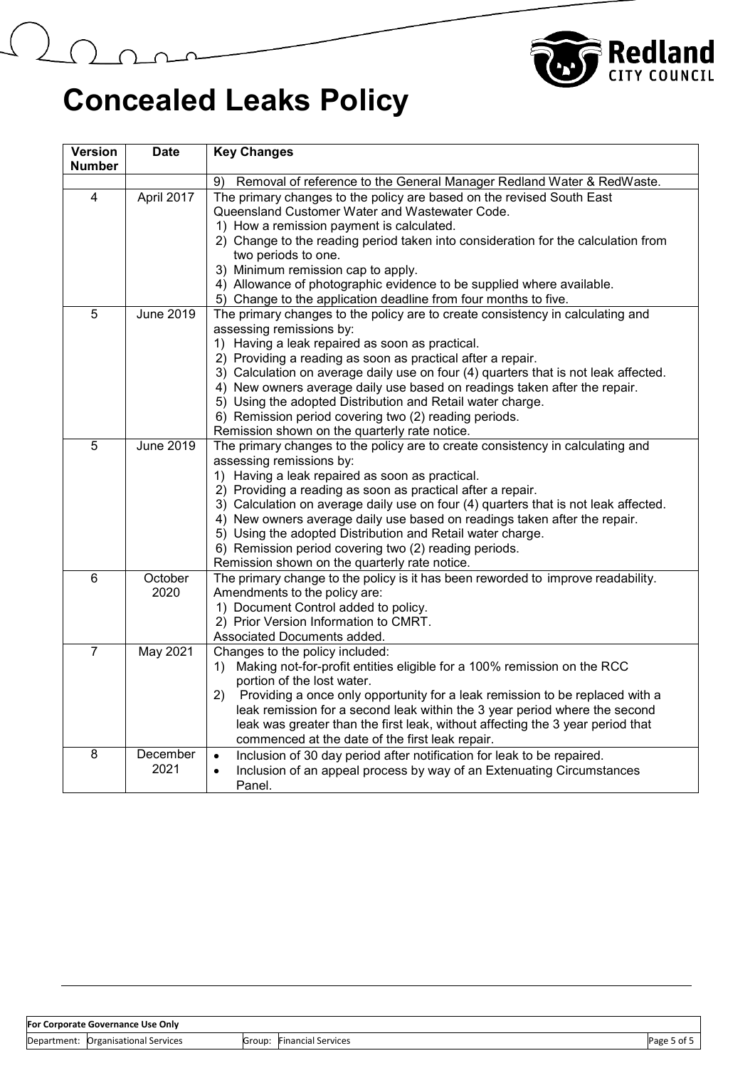# Concealed Leaks Policy

| Version Number | Date | Key Changes |
|---|---|---|
| | | 9) Removal of reference to the General Manager Redland Water & RedWaste. |
| 4 | April 2017 | The primary changes to the policy are based on the revised South East Queensland Customer Water and Wastewater Code.<br>1) How a remission payment is calculated.<br>2) Change to the reading period taken into consideration for the calculation from two periods to one.<br>3) Minimum remission cap to apply.<br>4) Allowance of photographic evidence to be supplied where available.<br>5) Change to the application deadline from four months to five. |
| 5 | June 2019 | The primary changes to the policy are to create consistency in calculating and assessing remissions by:<br>1) Having a leak repaired as soon as practical.<br>2) Providing a reading as soon as practical after a repair.<br>3) Calculation on average daily use on four (4) quarters that is not leak affected.<br>4) New owners average daily use based on readings taken after the repair.<br>5) Using the adopted Distribution and Retail water charge.<br>6) Remission period covering two (2) reading periods.<br>Remission shown on the quarterly rate notice. |
| 5 | June 2019 | The primary changes to the policy are to create consistency in calculating and assessing remissions by:<br>1) Having a leak repaired as soon as practical.<br>2) Providing a reading as soon as practical after a repair.<br>3) Calculation on average daily use on four (4) quarters that is not leak affected.<br>4) New owners average daily use based on readings taken after the repair.<br>5) Using the adopted Distribution and Retail water charge.<br>6) Remission period covering two (2) reading periods.<br>Remission shown on the quarterly rate notice. |
| 6 | October 2020 | The primary change to the policy is it has been reworded to improve readability.<br>Amendments to the policy are:<br>1) Document Control added to policy.<br>2) Prior Version Information to CMRT.<br>Associated Documents added. |
| 7 | May 2021 | Changes to the policy included:<br>1) Making not-for-profit entities eligible for a 100% remission on the RCC portion of the lost water.<br>2) Providing a once only opportunity for a leak remission to be replaced with a leak remission for a second leak within the 3 year period where the second leak was greater than the first leak, without affecting the 3 year period that commenced at the date of the first leak repair. |
| 8 | December 2021 | • Inclusion of 30 day period after notification for leak to be repaired.<br>• Inclusion of an appeal process by way of an Extenuating Circumstances Panel. |

| For Corporate Governance Use Only | | | |
|---|---|---|---|
| Department: | Organisational Services | Group: | Financial Services |